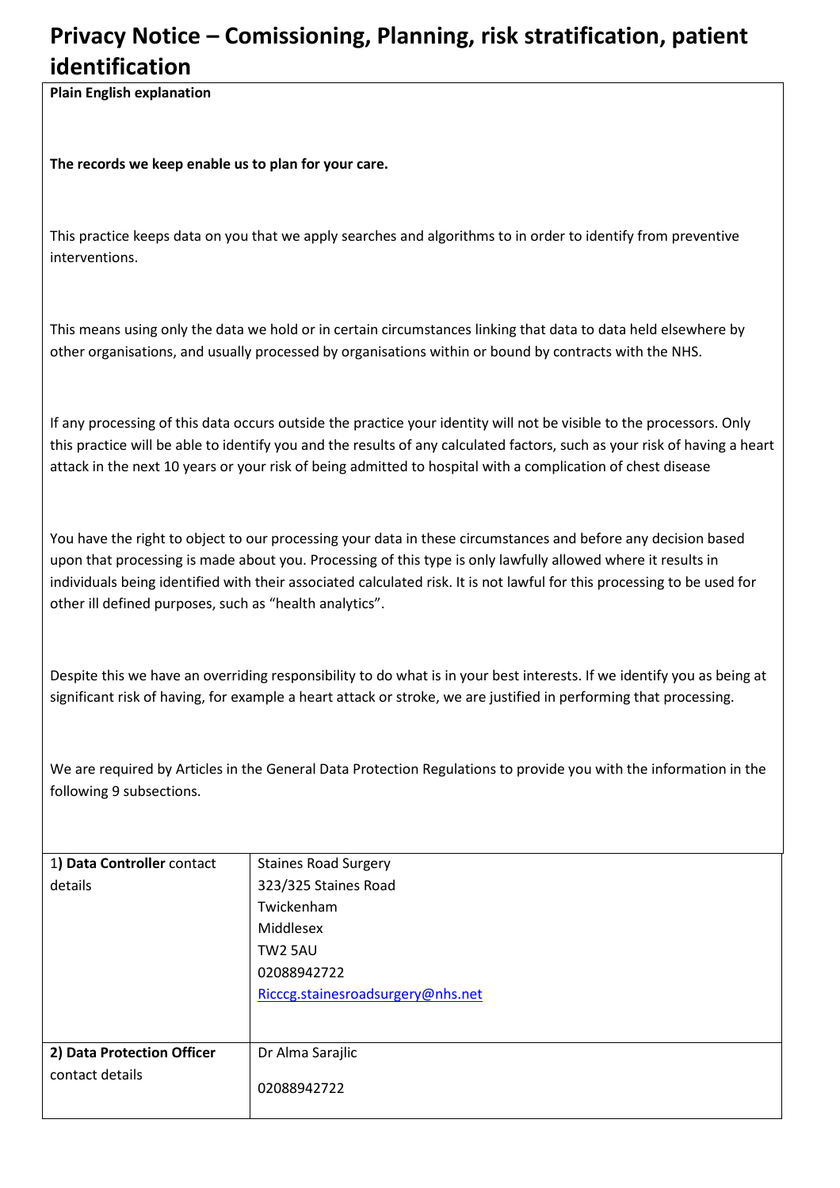# Privacy Notice – Comissioning, Planning, risk stratification, patient identification

**Plain English explanation**

**The records we keep enable us to plan for your care.**

This practice keeps data on you that we apply searches and algorithms to in order to identify from preventive interventions.

This means using only the data we hold or in certain circumstances linking that data to data held elsewhere by other organisations, and usually processed by organisations within or bound by contracts with the NHS.

If any processing of this data occurs outside the practice your identity will not be visible to the processors. Only this practice will be able to identify you and the results of any calculated factors, such as your risk of having a heart attack in the next 10 years or your risk of being admitted to hospital with a complication of chest disease

You have the right to object to our processing your data in these circumstances and before any decision based upon that processing is made about you. Processing of this type is only lawfully allowed where it results in individuals being identified with their associated calculated risk. It is not lawful for this processing to be used for other ill defined purposes, such as "health analytics".

Despite this we have an overriding responsibility to do what is in your best interests. If we identify you as being at significant risk of having, for example a heart attack or stroke, we are justified in performing that processing.

We are required by Articles in the General Data Protection Regulations to provide you with the information in the following 9 subsections.

| | |
|---|---|
| 1) **Data Controller** contact details | Staines Road Surgery<br>323/325 Staines Road<br>Twickenham<br>Middlesex<br>TW2 5AU<br>02088942722<br>Ricccg.stainesroadsurgery@nhs.net |
| **2) Data Protection Officer** contact details | Dr Alma Sarajlic<br><br>02088942722 |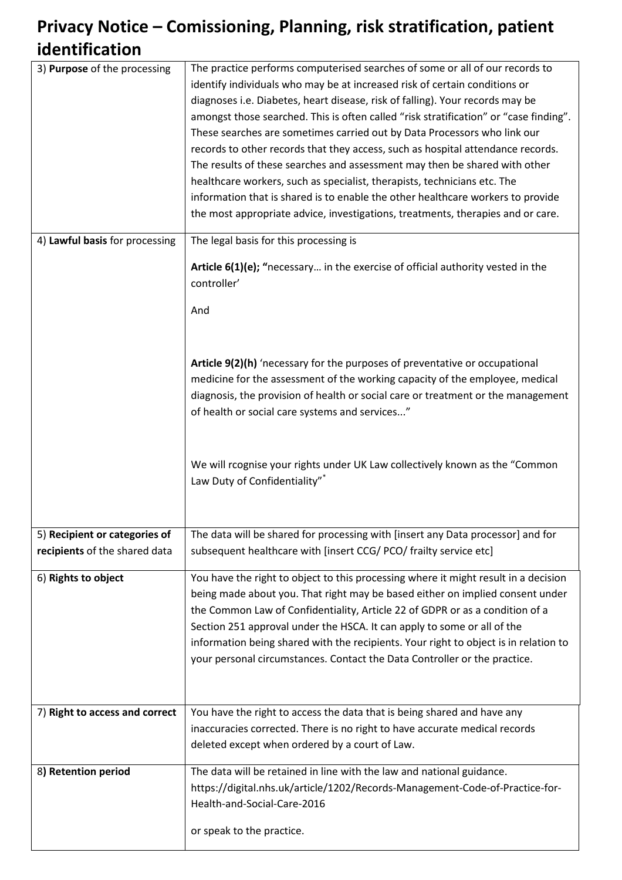# Privacy Notice – Comissioning, Planning, risk stratification, patient identification

| | |
|---|---|
| 3) **Purpose** of the processing | The practice performs computerised searches of some or all of our records to identify individuals who may be at increased risk of certain conditions or diagnoses i.e. Diabetes, heart disease, risk of falling). Your records may be amongst those searched. This is often called "risk stratification" or "case finding". These searches are sometimes carried out by Data Processors who link our records to other records that they access, such as hospital attendance records. The results of these searches and assessment may then be shared with other healthcare workers, such as specialist, therapists, technicians etc. The information that is shared is to enable the other healthcare workers to provide the most appropriate advice, investigations, treatments, therapies and or care. |
| 4) **Lawful basis** for processing | The legal basis for this processing is<br><br>**Article 6(1)(e); "**necessary… in the exercise of official authority vested in the controller'<br><br>And<br><br>**Article 9(2)(h)** 'necessary for the purposes of preventative or occupational medicine for the assessment of the working capacity of the employee, medical diagnosis, the provision of health or social care or treatment or the management of health or social care systems and services..."<br><br>We will rcognise your rights under UK Law collectively known as the "Common Law Duty of Confidentiality"* |
| 5) **Recipient or categories of recipients** of the shared data | The data will be shared for processing with [insert any Data processor] and for subsequent healthcare with [insert CCG/ PCO/ frailty service etc] |
| 6) **Rights to object** | You have the right to object to this processing where it might result in a decision being made about you. That right may be based either on implied consent under the Common Law of Confidentiality, Article 22 of GDPR or as a condition of a Section 251 approval under the HSCA. It can apply to some or all of the information being shared with the recipients. Your right to object is in relation to your personal circumstances. Contact the Data Controller or the practice. |
| 7) **Right to access and correct** | You have the right to access the data that is being shared and have any inaccuracies corrected. There is no right to have accurate medical records deleted except when ordered by a court of Law. |
| 8**) Retention period** | The data will be retained in line with the law and national guidance. https://digital.nhs.uk/article/1202/Records-Management-Code-of-Practice-for-Health-and-Social-Care-2016<br><br>or speak to the practice. |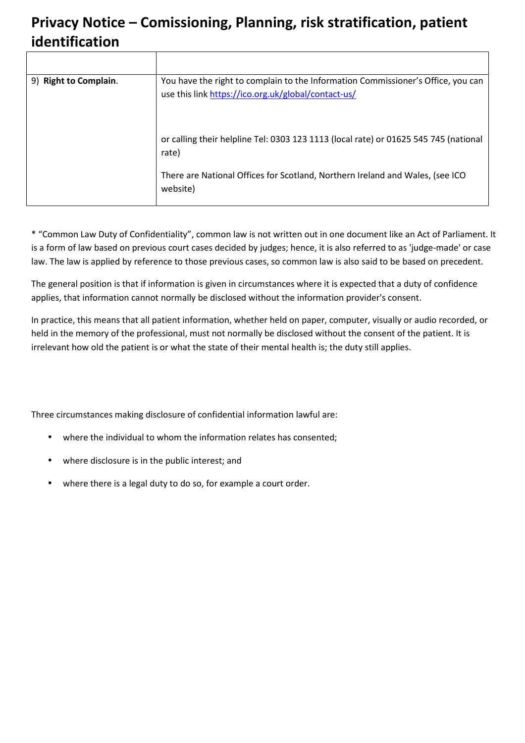# Privacy Notice – Comissioning, Planning, risk stratification, patient identification

| | |
|---|---|
| 9) **Right to Complain**. | You have the right to complain to the Information Commissioner's Office, you can use this link https://ico.org.uk/global/contact-us/<br><br>or calling their helpline Tel: 0303 123 1113 (local rate) or 01625 545 745 (national rate)<br><br>There are National Offices for Scotland, Northern Ireland and Wales, (see ICO website) |

* "Common Law Duty of Confidentiality", common law is not written out in one document like an Act of Parliament. It is a form of law based on previous court cases decided by judges; hence, it is also referred to as 'judge-made' or case law. The law is applied by reference to those previous cases, so common law is also said to be based on precedent.

The general position is that if information is given in circumstances where it is expected that a duty of confidence applies, that information cannot normally be disclosed without the information provider's consent.

In practice, this means that all patient information, whether held on paper, computer, visually or audio recorded, or held in the memory of the professional, must not normally be disclosed without the consent of the patient. It is irrelevant how old the patient is or what the state of their mental health is; the duty still applies.

Three circumstances making disclosure of confidential information lawful are:

- where the individual to whom the information relates has consented;
- where disclosure is in the public interest; and
- where there is a legal duty to do so, for example a court order.